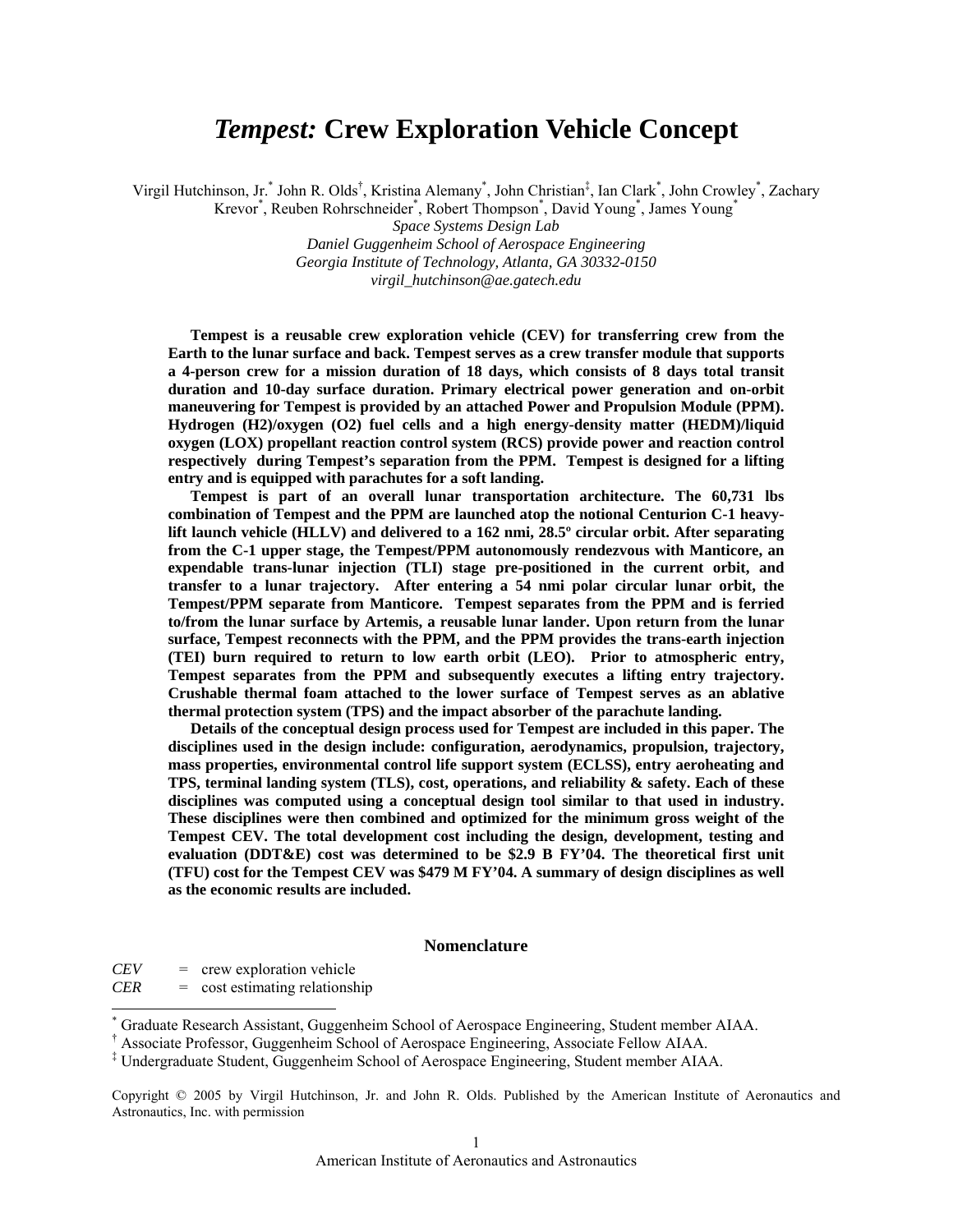# *Tempest:* Crew Exploration Vehicle Concept

Virgil Hutchinson, Jr.[*] John R. Olds[†], Kristina Alemany[*], John Christian[‡], Ian Clark[*], John Crowley[*], Zachary Krevor[*], Reuben Rohrschneider[*], Robert Thompson[*], David Young[*], James Young[*]

*Space Systems Design Lab*
*Daniel Guggenheim School of Aerospace Engineering*
*Georgia Institute of Technology, Atlanta, GA 30332-0150*
*virgil_hutchinson@ae.gatech.edu*

**Tempest is a reusable crew exploration vehicle (CEV) for transferring crew from the Earth to the lunar surface and back. Tempest serves as a crew transfer module that supports a 4-person crew for a mission duration of 18 days, which consists of 8 days total transit duration and 10-day surface duration. Primary electrical power generation and on-orbit maneuvering for Tempest is provided by an attached Power and Propulsion Module (PPM). Hydrogen ($H_2$)/oxygen ($O_2$) fuel cells and a high energy-density matter (HEDM)/liquid oxygen (LOX) propellant reaction control system (RCS) provide power and reaction control respectively during Tempest's separation from the PPM. Tempest is designed for a lifting entry and is equipped with parachutes for a soft landing.**

**Tempest is part of an overall lunar transportation architecture. The 60,731 lbs combination of Tempest and the PPM are launched atop the notional Centurion C-1 heavy-lift launch vehicle (HLLV) and delivered to a 162 nmi, 28.5º circular orbit. After separating from the C-1 upper stage, the Tempest/PPM autonomously rendezvous with Manticore, an expendable trans-lunar injection (TLI) stage pre-positioned in the current orbit, and transfer to a lunar trajectory. After entering a 54 nmi polar circular lunar orbit, the Tempest/PPM separate from Manticore. Tempest separates from the PPM and is ferried to/from the lunar surface by Artemis, a reusable lunar lander. Upon return from the lunar surface, Tempest reconnects with the PPM, and the PPM provides the trans-earth injection (TEI) burn required to return to low earth orbit (LEO). Prior to atmospheric entry, Tempest separates from the PPM and subsequently executes a lifting entry trajectory. Crushable thermal foam attached to the lower surface of Tempest serves as an ablative thermal protection system (TPS) and the impact absorber of the parachute landing.**

**Details of the conceptual design process used for Tempest are included in this paper. The disciplines used in the design include: configuration, aerodynamics, propulsion, trajectory, mass properties, environmental control life support system (ECLSS), entry aeroheating and TPS, terminal landing system (TLS), cost, operations, and reliability & safety. Each of these disciplines was computed using a conceptual design tool similar to that used in industry. These disciplines were then combined and optimized for the minimum gross weight of the Tempest CEV. The total development cost including the design, development, testing and evaluation (DDT&E) cost was determined to be $2.9 B FY'04. The theoretical first unit (TFU) cost for the Tempest CEV was $479 M FY'04. A summary of design disciplines as well as the economic results are included.**

## Nomenclature

*CEV* = crew exploration vehicle
*CER* = cost estimating relationship

---

[*] Graduate Research Assistant, Guggenheim School of Aerospace Engineering, Student member AIAA.
[†] Associate Professor, Guggenheim School of Aerospace Engineering, Associate Fellow AIAA.
[‡] Undergraduate Student, Guggenheim School of Aerospace Engineering, Student member AIAA.

Copyright © 2005 by Virgil Hutchinson, Jr. and John R. Olds. Published by the American Institute of Aeronautics and Astronautics, Inc. with permission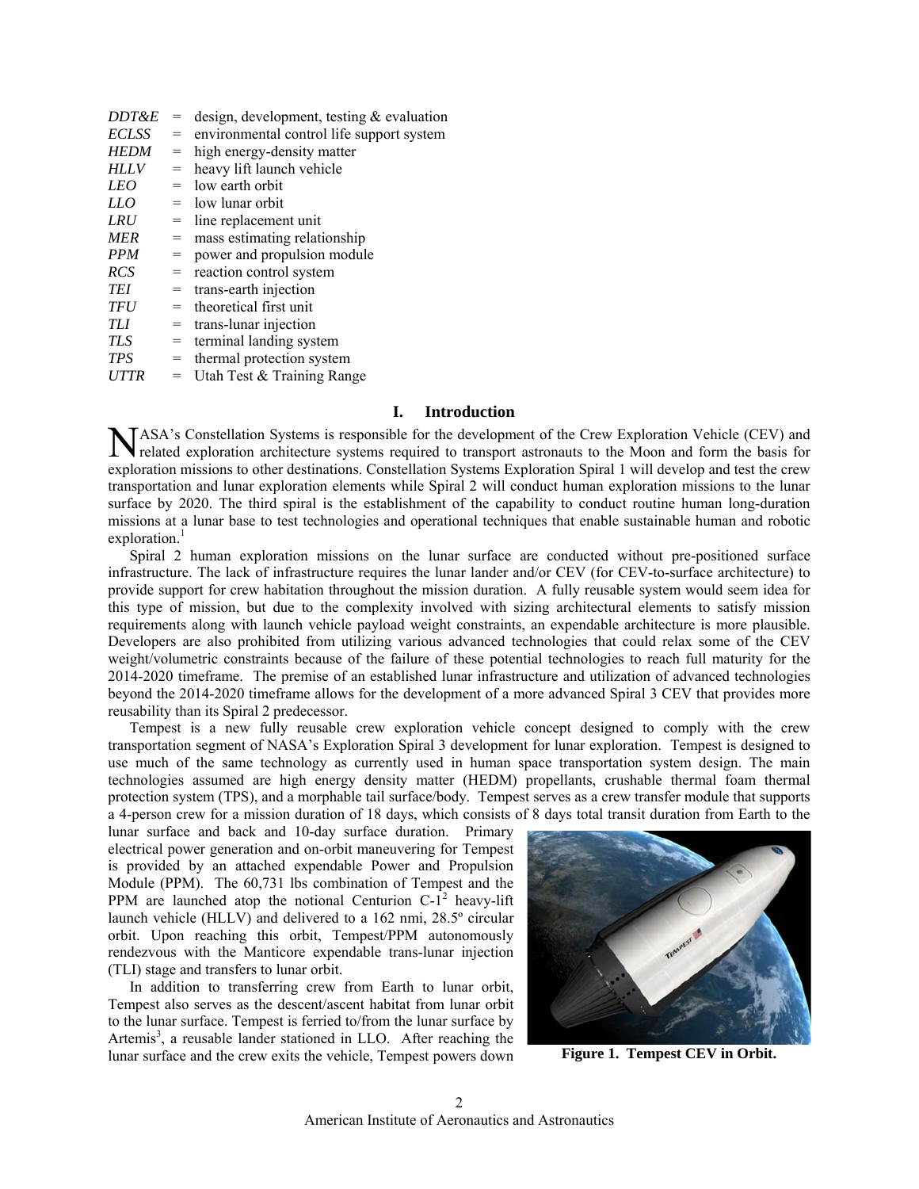*DDT&E* = design, development, testing & evaluation
*ECLSS* = environmental control life support system
*HEDM* = high energy-density matter
*HLLV* = heavy lift launch vehicle
*LEO* = low earth orbit
*LLO* = low lunar orbit
*LRU* = line replacement unit
*MER* = mass estimating relationship
*PPM* = power and propulsion module
*RCS* = reaction control system
*TEI* = trans-earth injection
*TFU* = theoretical first unit
*TLI* = trans-lunar injection
*TLS* = terminal landing system
*TPS* = thermal protection system
*UTTR* = Utah Test & Training Range

## I. Introduction

NASA's Constellation Systems is responsible for the development of the Crew Exploration Vehicle (CEV) and related exploration architecture systems required to transport astronauts to the Moon and form the basis for exploration missions to other destinations. Constellation Systems Exploration Spiral 1 will develop and test the crew transportation and lunar exploration elements while Spiral 2 will conduct human exploration missions to the lunar surface by 2020. The third spiral is the establishment of the capability to conduct routine human long-duration missions at a lunar base to test technologies and operational techniques that enable sustainable human and robotic exploration.[1]

Spiral 2 human exploration missions on the lunar surface are conducted without pre-positioned surface infrastructure. The lack of infrastructure requires the lunar lander and/or CEV (for CEV-to-surface architecture) to provide support for crew habitation throughout the mission duration. A fully reusable system would seem idea for this type of mission, but due to the complexity involved with sizing architectural elements to satisfy mission requirements along with launch vehicle payload weight constraints, an expendable architecture is more plausible. Developers are also prohibited from utilizing various advanced technologies that could relax some of the CEV weight/volumetric constraints because of the failure of these potential technologies to reach full maturity for the 2014-2020 timeframe. The premise of an established lunar infrastructure and utilization of advanced technologies beyond the 2014-2020 timeframe allows for the development of a more advanced Spiral 3 CEV that provides more reusability than its Spiral 2 predecessor.

Tempest is a new fully reusable crew exploration vehicle concept designed to comply with the crew transportation segment of NASA's Exploration Spiral 3 development for lunar exploration. Tempest is designed to use much of the same technology as currently used in human space transportation system design. The main technologies assumed are high energy density matter (HEDM) propellants, crushable thermal foam thermal protection system (TPS), and a morphable tail surface/body. Tempest serves as a crew transfer module that supports a 4-person crew for a mission duration of 18 days, which consists of 8 days total transit duration from Earth to the lunar surface and back and 10-day surface duration. Primary electrical power generation and on-orbit maneuvering for Tempest is provided by an attached expendable Power and Propulsion Module (PPM). The 60,731 lbs combination of Tempest and the PPM are launched atop the notional Centurion C-1[2] heavy-lift launch vehicle (HLLV) and delivered to a 162 nmi, 28.5º circular orbit. Upon reaching this orbit, Tempest/PPM autonomously rendezvous with the Manticore expendable trans-lunar injection (TLI) stage and transfers to lunar orbit.

In addition to transferring crew from Earth to lunar orbit, Tempest also serves as the descent/ascent habitat from lunar orbit to the lunar surface. Tempest is ferried to/from the lunar surface by Artemis[3], a reusable lander stationed in LLO. After reaching the lunar surface and the crew exits the vehicle, Tempest powers down

**Figure 1. Tempest CEV in Orbit.**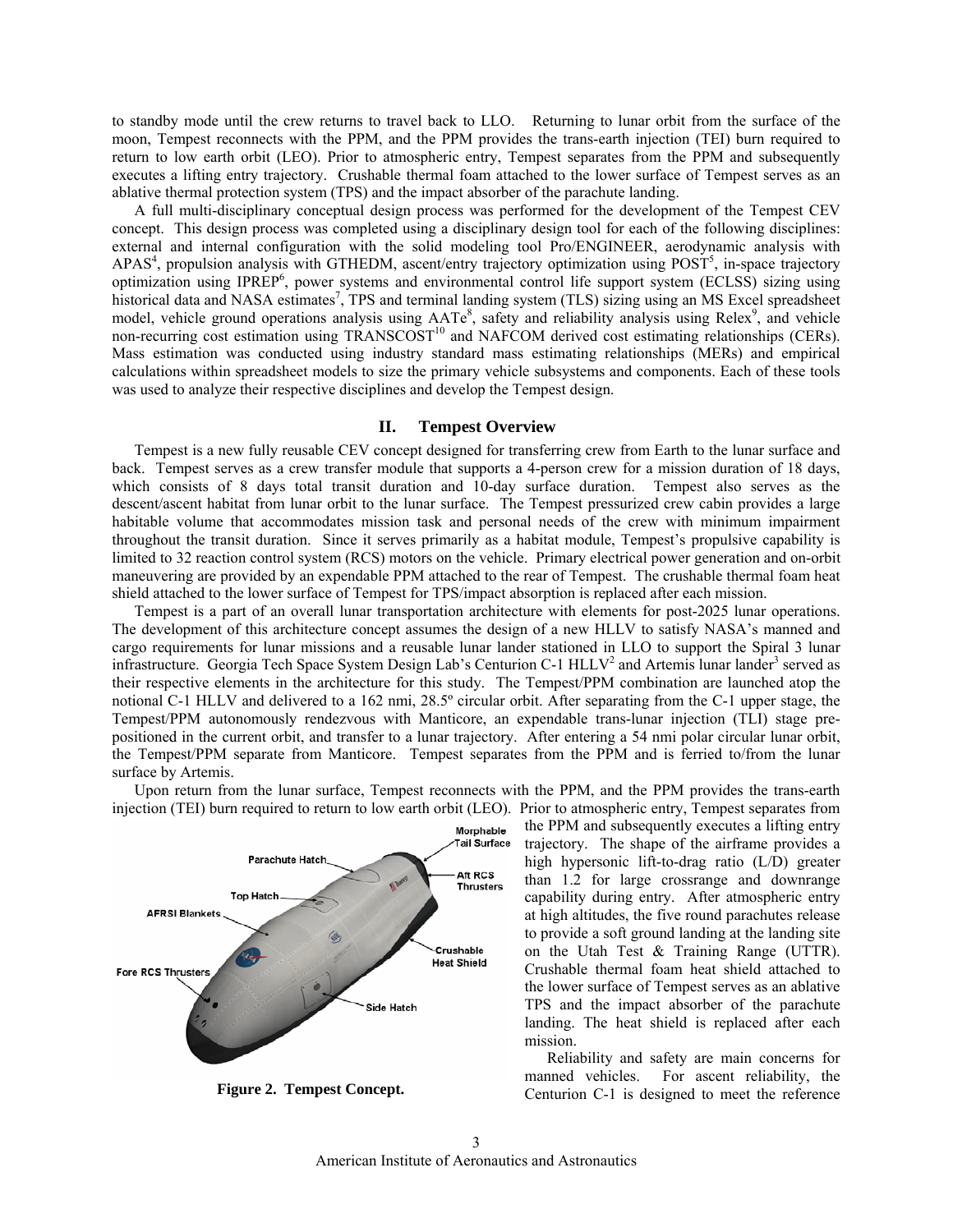to standby mode until the crew returns to travel back to LLO. Returning to lunar orbit from the surface of the moon, Tempest reconnects with the PPM, and the PPM provides the trans-earth injection (TEI) burn required to return to low earth orbit (LEO). Prior to atmospheric entry, Tempest separates from the PPM and subsequently executes a lifting entry trajectory. Crushable thermal foam attached to the lower surface of Tempest serves as an ablative thermal protection system (TPS) and the impact absorber of the parachute landing.

A full multi-disciplinary conceptual design process was performed for the development of the Tempest CEV concept. This design process was completed using a disciplinary design tool for each of the following disciplines: external and internal configuration with the solid modeling tool Pro/ENGINEER, aerodynamic analysis with APAS[4], propulsion analysis with GTHEDM, ascent/entry trajectory optimization using POST[5], in-space trajectory optimization using IPREP[6], power systems and environmental control life support system (ECLSS) sizing using historical data and NASA estimates[7], TPS and terminal landing system (TLS) sizing using an MS Excel spreadsheet model, vehicle ground operations analysis using AATe[8], safety and reliability analysis using Relex[9], and vehicle non-recurring cost estimation using TRANSCOST[10] and NAFCOM derived cost estimating relationships (CERs). Mass estimation was conducted using industry standard mass estimating relationships (MERs) and empirical calculations within spreadsheet models to size the primary vehicle subsystems and components. Each of these tools was used to analyze their respective disciplines and develop the Tempest design.

## II. Tempest Overview

Tempest is a new fully reusable CEV concept designed for transferring crew from Earth to the lunar surface and back. Tempest serves as a crew transfer module that supports a 4-person crew for a mission duration of 18 days, which consists of 8 days total transit duration and 10-day surface duration. Tempest also serves as the descent/ascent habitat from lunar orbit to the lunar surface. The Tempest pressurized crew cabin provides a large habitable volume that accommodates mission task and personal needs of the crew with minimum impairment throughout the transit duration. Since it serves primarily as a habitat module, Tempest's propulsive capability is limited to 32 reaction control system (RCS) motors on the vehicle. Primary electrical power generation and on-orbit maneuvering are provided by an expendable PPM attached to the rear of Tempest. The crushable thermal foam heat shield attached to the lower surface of Tempest for TPS/impact absorption is replaced after each mission.

Tempest is a part of an overall lunar transportation architecture with elements for post-2025 lunar operations. The development of this architecture concept assumes the design of a new HLLV to satisfy NASA's manned and cargo requirements for lunar missions and a reusable lunar lander stationed in LLO to support the Spiral 3 lunar infrastructure. Georgia Tech Space System Design Lab's Centurion C-1 HLLV[2] and Artemis lunar lander[3] served as their respective elements in the architecture for this study. The Tempest/PPM combination are launched atop the notional C-1 HLLV and delivered to a 162 nmi, 28.5º circular orbit. After separating from the C-1 upper stage, the Tempest/PPM autonomously rendezvous with Manticore, an expendable trans-lunar injection (TLI) stage pre-positioned in the current orbit, and transfer to a lunar trajectory. After entering a 54 nmi polar circular lunar orbit, the Tempest/PPM separate from Manticore. Tempest separates from the PPM and is ferried to/from the lunar surface by Artemis.

Upon return from the lunar surface, Tempest reconnects with the PPM, and the PPM provides the trans-earth injection (TEI) burn required to return to low earth orbit (LEO). Prior to atmospheric entry, Tempest separates from the PPM and subsequently executes a lifting entry trajectory. The shape of the airframe provides a high hypersonic lift-to-drag ratio (L/D) greater than 1.2 for large crossrange and downrange capability during entry. After atmospheric entry at high altitudes, the five round parachutes release to provide a soft ground landing at the landing site on the Utah Test & Training Range (UTTR). Crushable thermal foam heat shield attached to the lower surface of Tempest serves as an ablative TPS and the impact absorber of the parachute landing. The heat shield is replaced after each mission.

Figure 2. Tempest Concept.

Reliability and safety are main concerns for manned vehicles. For ascent reliability, the Centurion C-1 is designed to meet the reference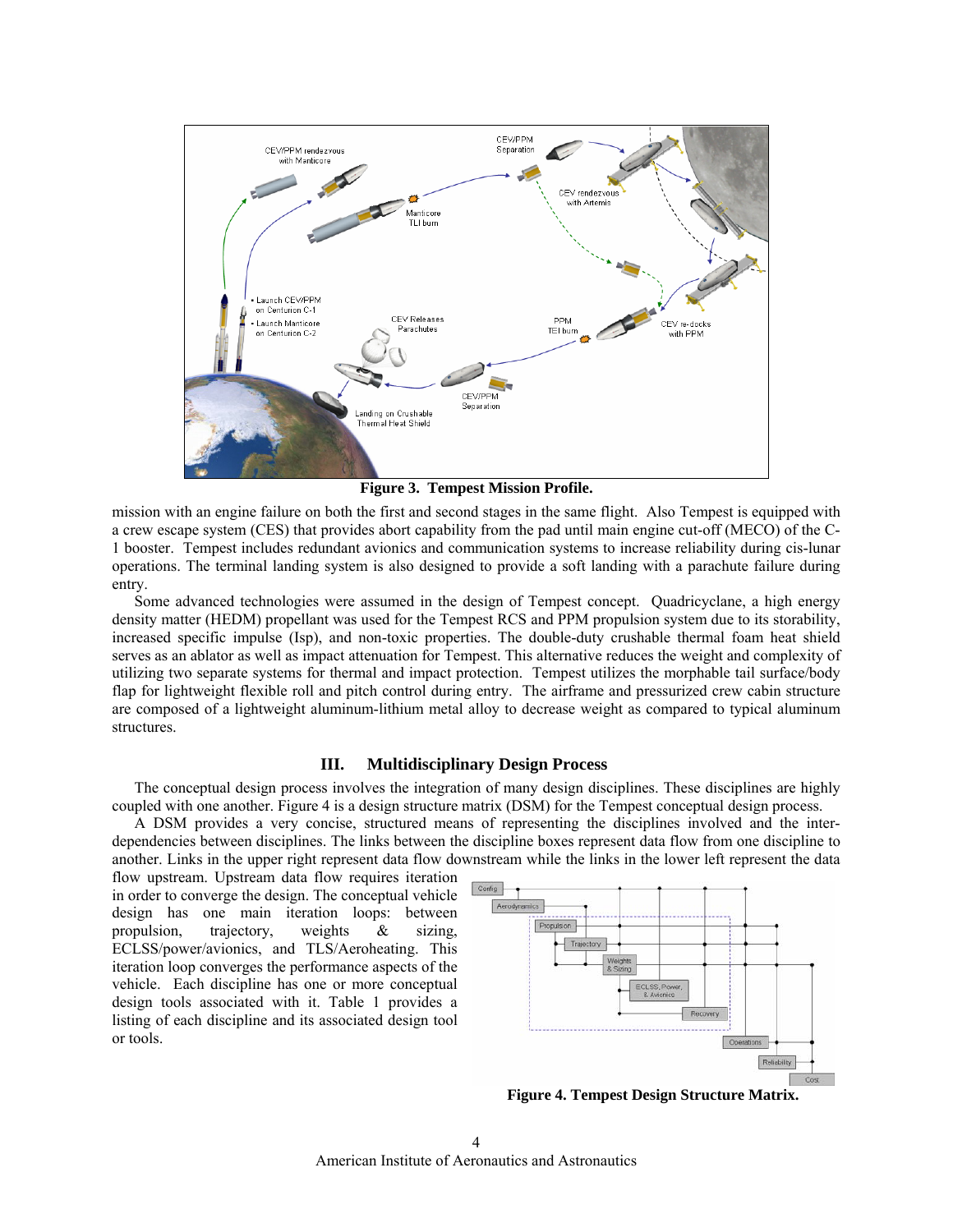Figure 3. Tempest Mission Profile.

mission with an engine failure on both the first and second stages in the same flight. Also Tempest is equipped with a crew escape system (CES) that provides abort capability from the pad until main engine cut-off (MECO) of the C-1 booster. Tempest includes redundant avionics and communication systems to increase reliability during cis-lunar operations. The terminal landing system is also designed to provide a soft landing with a parachute failure during entry.

Some advanced technologies were assumed in the design of Tempest concept. Quadricyclane, a high energy density matter (HEDM) propellant was used for the Tempest RCS and PPM propulsion system due to its storability, increased specific impulse (Isp), and non-toxic properties. The double-duty crushable thermal foam heat shield serves as an ablator as well as impact attenuation for Tempest. This alternative reduces the weight and complexity of utilizing two separate systems for thermal and impact protection. Tempest utilizes the morphable tail surface/body flap for lightweight flexible roll and pitch control during entry. The airframe and pressurized crew cabin structure are composed of a lightweight aluminum-lithium metal alloy to decrease weight as compared to typical aluminum structures.

## III. Multidisciplinary Design Process

The conceptual design process involves the integration of many design disciplines. These disciplines are highly coupled with one another. Figure 4 is a design structure matrix (DSM) for the Tempest conceptual design process.

A DSM provides a very concise, structured means of representing the disciplines involved and the inter-dependencies between disciplines. The links between the discipline boxes represent data flow from one discipline to another. Links in the upper right represent data flow downstream while the links in the lower left represent the data flow upstream. Upstream data flow requires iteration in order to converge the design. The conceptual vehicle design has one main iteration loops: between propulsion, trajectory, weights & sizing, ECLSS/power/avionics, and TLS/Aeroheating. This iteration loop converges the performance aspects of the vehicle. Each discipline has one or more conceptual design tools associated with it. Table 1 provides a listing of each discipline and its associated design tool or tools.

Figure 4. Tempest Design Structure Matrix.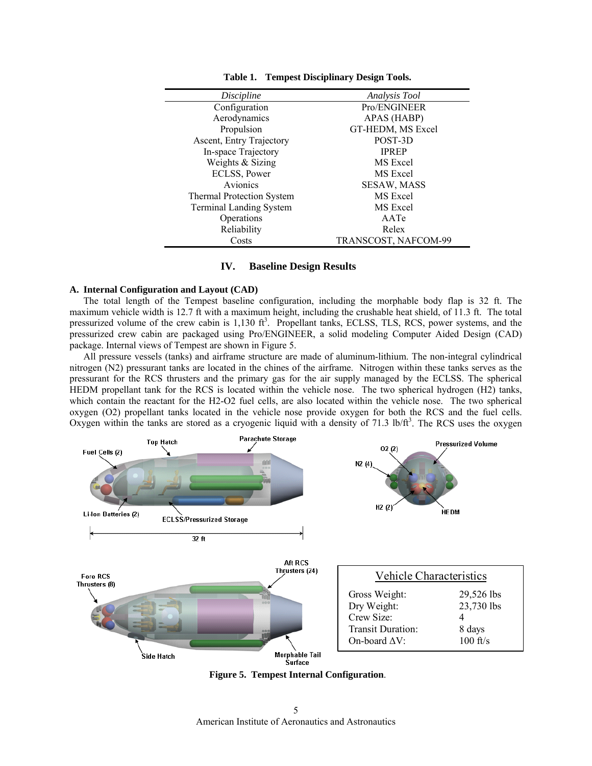**Table 1. Tempest Disciplinary Design Tools.**

| *Discipline* | *Analysis Tool* |
|---|---|
| Configuration | Pro/ENGINEER |
| Aerodynamics | APAS (HABP) |
| Propulsion | GT-HEDM, MS Excel |
| Ascent, Entry Trajectory | POST-3D |
| In-space Trajectory | IPREP |
| Weights & Sizing | MS Excel |
| ECLSS, Power | MS Excel |
| Avionics | SESAW, MASS |
| Thermal Protection System | MS Excel |
| Terminal Landing System | MS Excel |
| Operations | AATe |
| Reliability | Relex |
| Costs | TRANSCOST, NAFCOM-99 |

## IV. Baseline Design Results

### A. Internal Configuration and Layout (CAD)

The total length of the Tempest baseline configuration, including the morphable body flap is 32 ft. The maximum vehicle width is 12.7 ft with a maximum height, including the crushable heat shield, of 11.3 ft. The total pressurized volume of the crew cabin is 1,130 ft$^3$. Propellant tanks, ECLSS, TLS, RCS, power systems, and the pressurized crew cabin are packaged using Pro/ENGINEER, a solid modeling Computer Aided Design (CAD) package. Internal views of Tempest are shown in Figure 5.

All pressure vessels (tanks) and airframe structure are made of aluminum-lithium. The non-integral cylindrical nitrogen ($N_2$) pressurant tanks are located in the chines of the airframe. Nitrogen within these tanks serves as the pressurant for the RCS thrusters and the primary gas for the air supply managed by the ECLSS. The spherical HEDM propellant tank for the RCS is located within the vehicle nose. The two spherical hydrogen ($H_2$) tanks, which contain the reactant for the $H_2$-$O_2$ fuel cells, are also located within the vehicle nose. The two spherical oxygen ($O_2$) propellant tanks located in the vehicle nose provide oxygen for both the RCS and the fuel cells. Oxygen within the tanks are stored as a cryogenic liquid with a density of 71.3 lb/ft$^3$. The RCS uses the oxygen

| Vehicle Characteristics | |
|---|---|
| Gross Weight: | 29,526 lbs |
| Dry Weight: | 23,730 lbs |
| Crew Size: | 4 |
| Transit Duration: | 8 days |
| On-board $\Delta V$: | 100 ft/s |

**Figure 5. Tempest Internal Configuration**.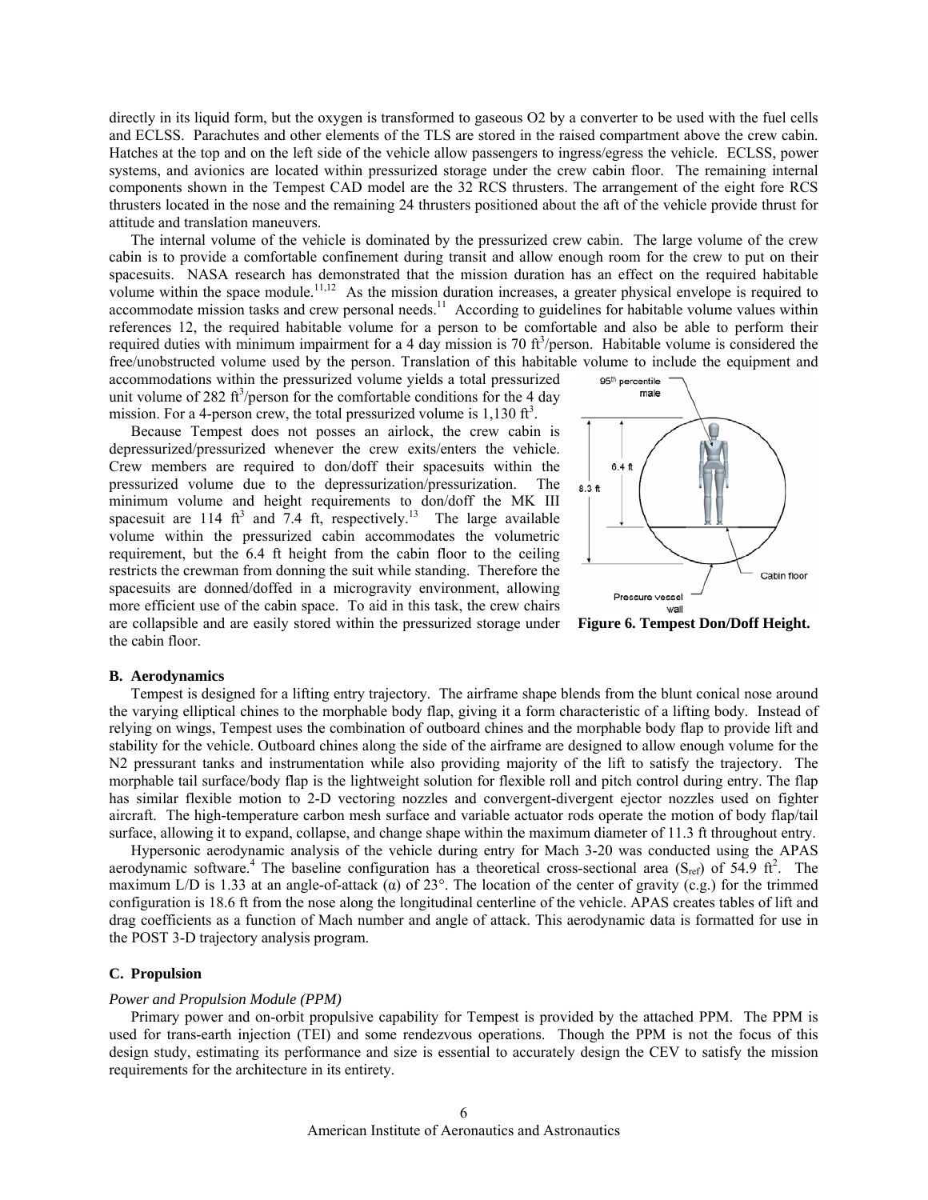directly in its liquid form, but the oxygen is transformed to gaseous O2 by a converter to be used with the fuel cells and ECLSS. Parachutes and other elements of the TLS are stored in the raised compartment above the crew cabin. Hatches at the top and on the left side of the vehicle allow passengers to ingress/egress the vehicle. ECLSS, power systems, and avionics are located within pressurized storage under the crew cabin floor. The remaining internal components shown in the Tempest CAD model are the 32 RCS thrusters. The arrangement of the eight fore RCS thrusters located in the nose and the remaining 24 thrusters positioned about the aft of the vehicle provide thrust for attitude and translation maneuvers.

The internal volume of the vehicle is dominated by the pressurized crew cabin. The large volume of the crew cabin is to provide a comfortable confinement during transit and allow enough room for the crew to put on their spacesuits. NASA research has demonstrated that the mission duration has an effect on the required habitable volume within the space module.[11,12] As the mission duration increases, a greater physical envelope is required to accommodate mission tasks and crew personal needs.[11] According to guidelines for habitable volume values within references 12, the required habitable volume for a person to be comfortable and also be able to perform their required duties with minimum impairment for a 4 day mission is 70 $ft^3$/person. Habitable volume is considered the free/unobstructed volume used by the person. Translation of this habitable volume to include the equipment and accommodations within the pressurized volume yields a total pressurized unit volume of 282 $ft^3$/person for the comfortable conditions for the 4 day mission. For a 4-person crew, the total pressurized volume is 1,130 $ft^3$.

Because Tempest does not posses an airlock, the crew cabin is depressurized/pressurized whenever the crew exits/enters the vehicle. Crew members are required to don/doff their spacesuits within the pressurized volume due to the depressurization/pressurization. The minimum volume and height requirements to don/doff the MK III spacesuit are 114 $ft^3$ and 7.4 ft, respectively.[13] The large available volume within the pressurized cabin accommodates the volumetric requirement, but the 6.4 ft height from the cabin floor to the ceiling restricts the crewman from donning the suit while standing. Therefore the spacesuits are donned/doffed in a microgravity environment, allowing more efficient use of the cabin space. To aid in this task, the crew chairs are collapsible and are easily stored within the pressurized storage under the cabin floor.

**Figure 6. Tempest Don/Doff Height.**

### B. Aerodynamics

Tempest is designed for a lifting entry trajectory. The airframe shape blends from the blunt conical nose around the varying elliptical chines to the morphable body flap, giving it a form characteristic of a lifting body. Instead of relying on wings, Tempest uses the combination of outboard chines and the morphable body flap to provide lift and stability for the vehicle. Outboard chines along the side of the airframe are designed to allow enough volume for the N2 pressurant tanks and instrumentation while also providing majority of the lift to satisfy the trajectory. The morphable tail surface/body flap is the lightweight solution for flexible roll and pitch control during entry. The flap has similar flexible motion to 2-D vectoring nozzles and convergent-divergent ejector nozzles used on fighter aircraft. The high-temperature carbon mesh surface and variable actuator rods operate the motion of body flap/tail surface, allowing it to expand, collapse, and change shape within the maximum diameter of 11.3 ft throughout entry.

Hypersonic aerodynamic analysis of the vehicle during entry for Mach 3-20 was conducted using the APAS aerodynamic software.[4] The baseline configuration has a theoretical cross-sectional area ($S_{ref}$) of 54.9 $ft^2$. The maximum L/D is 1.33 at an angle-of-attack ($\alpha$) of 23°. The location of the center of gravity (c.g.) for the trimmed configuration is 18.6 ft from the nose along the longitudinal centerline of the vehicle. APAS creates tables of lift and drag coefficients as a function of Mach number and angle of attack. This aerodynamic data is formatted for use in the POST 3-D trajectory analysis program.

### C. Propulsion

*Power and Propulsion Module (PPM)*

Primary power and on-orbit propulsive capability for Tempest is provided by the attached PPM. The PPM is used for trans-earth injection (TEI) and some rendezvous operations. Though the PPM is not the focus of this design study, estimating its performance and size is essential to accurately design the CEV to satisfy the mission requirements for the architecture in its entirety.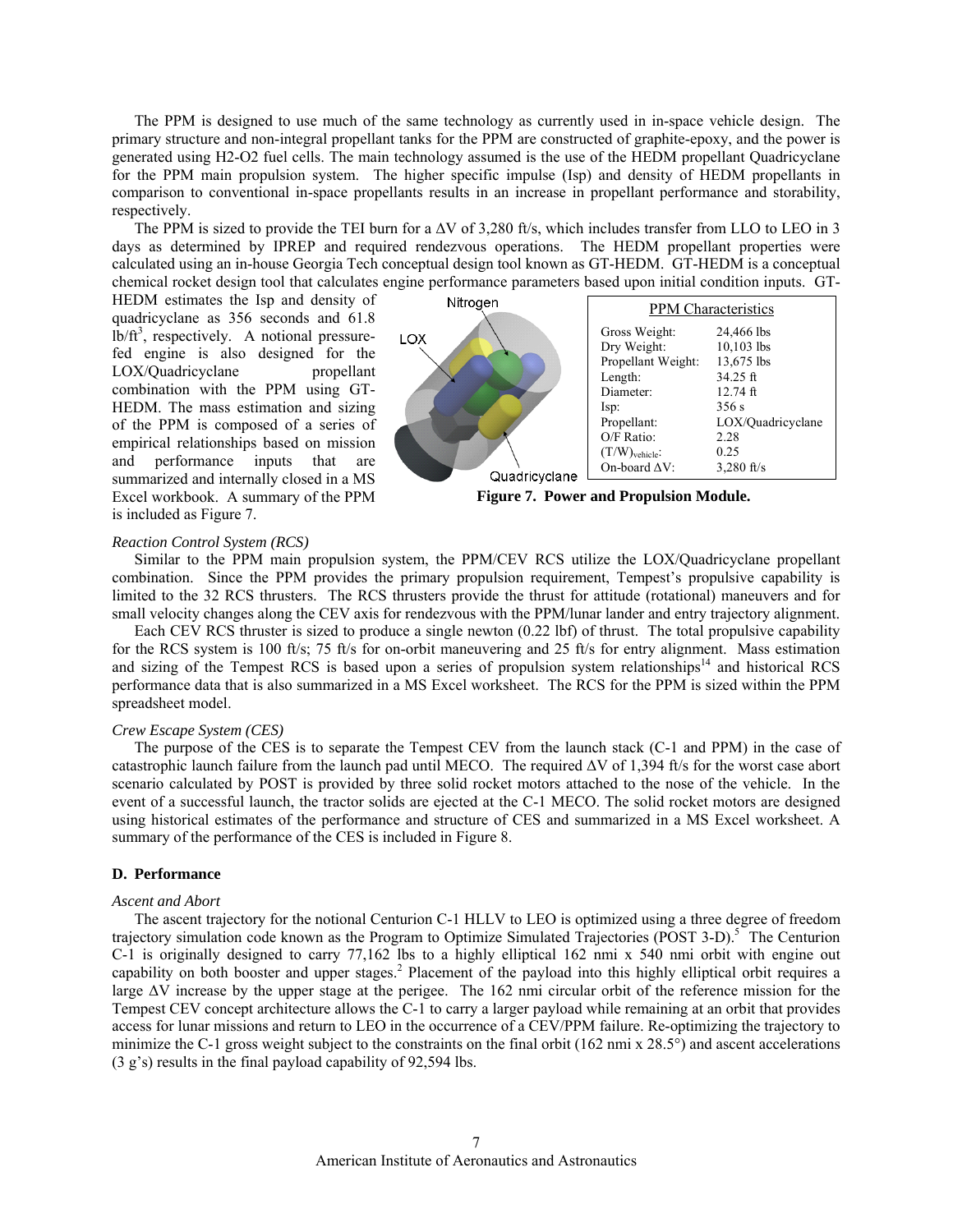The PPM is designed to use much of the same technology as currently used in in-space vehicle design. The primary structure and non-integral propellant tanks for the PPM are constructed of graphite-epoxy, and the power is generated using H2-O2 fuel cells. The main technology assumed is the use of the HEDM propellant Quadricyclane for the PPM main propulsion system. The higher specific impulse (Isp) and density of HEDM propellants in comparison to conventional in-space propellants results in an increase in propellant performance and storability, respectively.

The PPM is sized to provide the TEI burn for a ΔV of 3,280 ft/s, which includes transfer from LLO to LEO in 3 days as determined by IPREP and required rendezvous operations. The HEDM propellant properties were calculated using an in-house Georgia Tech conceptual design tool known as GT-HEDM. GT-HEDM is a conceptual chemical rocket design tool that calculates engine performance parameters based upon initial condition inputs. GT-HEDM estimates the Isp and density of quadricyclane as 356 seconds and 61.8 lb/ft$^3$, respectively. A notional pressure-fed engine is also designed for the LOX/Quadricyclane propellant combination with the PPM using GT-HEDM. The mass estimation and sizing of the PPM is composed of a series of empirical relationships based on mission and performance inputs that are summarized and internally closed in a MS Excel workbook. A summary of the PPM is included as Figure 7.

| PPM Characteristics | |
|---|---|
| Gross Weight: | 24,466 lbs |
| Dry Weight: | 10,103 lbs |
| Propellant Weight: | 13,675 lbs |
| Length: | 34.25 ft |
| Diameter: | 12.74 ft |
| Isp: | 356 s |
| Propellant: | LOX/Quadricyclane |
| O/F Ratio: | 2.28 |
| $(T/W)_{vehicle}$: | 0.25 |
| On-board ΔV: | 3,280 ft/s |

**Figure 7. Power and Propulsion Module.**

*Reaction Control System (RCS)*

Similar to the PPM main propulsion system, the PPM/CEV RCS utilize the LOX/Quadricyclane propellant combination. Since the PPM provides the primary propulsion requirement, Tempest's propulsive capability is limited to the 32 RCS thrusters. The RCS thrusters provide the thrust for attitude (rotational) maneuvers and for small velocity changes along the CEV axis for rendezvous with the PPM/lunar lander and entry trajectory alignment.

Each CEV RCS thruster is sized to produce a single newton (0.22 lbf) of thrust. The total propulsive capability for the RCS system is 100 ft/s; 75 ft/s for on-orbit maneuvering and 25 ft/s for entry alignment. Mass estimation and sizing of the Tempest RCS is based upon a series of propulsion system relationships[14] and historical RCS performance data that is also summarized in a MS Excel worksheet. The RCS for the PPM is sized within the PPM spreadsheet model.

*Crew Escape System (CES)*

The purpose of the CES is to separate the Tempest CEV from the launch stack (C-1 and PPM) in the case of catastrophic launch failure from the launch pad until MECO. The required ΔV of 1,394 ft/s for the worst case abort scenario calculated by POST is provided by three solid rocket motors attached to the nose of the vehicle. In the event of a successful launch, the tractor solids are ejected at the C-1 MECO. The solid rocket motors are designed using historical estimates of the performance and structure of CES and summarized in a MS Excel worksheet. A summary of the performance of the CES is included in Figure 8.

## D. Performance

*Ascent and Abort*

The ascent trajectory for the notional Centurion C-1 HLLV to LEO is optimized using a three degree of freedom trajectory simulation code known as the Program to Optimize Simulated Trajectories (POST 3-D).[5] The Centurion C-1 is originally designed to carry 77,162 lbs to a highly elliptical 162 nmi x 540 nmi orbit with engine out capability on both booster and upper stages.[2] Placement of the payload into this highly elliptical orbit requires a large ΔV increase by the upper stage at the perigee. The 162 nmi circular orbit of the reference mission for the Tempest CEV concept architecture allows the C-1 to carry a larger payload while remaining at an orbit that provides access for lunar missions and return to LEO in the occurrence of a CEV/PPM failure. Re-optimizing the trajectory to minimize the C-1 gross weight subject to the constraints on the final orbit (162 nmi x 28.5°) and ascent accelerations (3 g's) results in the final payload capability of 92,594 lbs.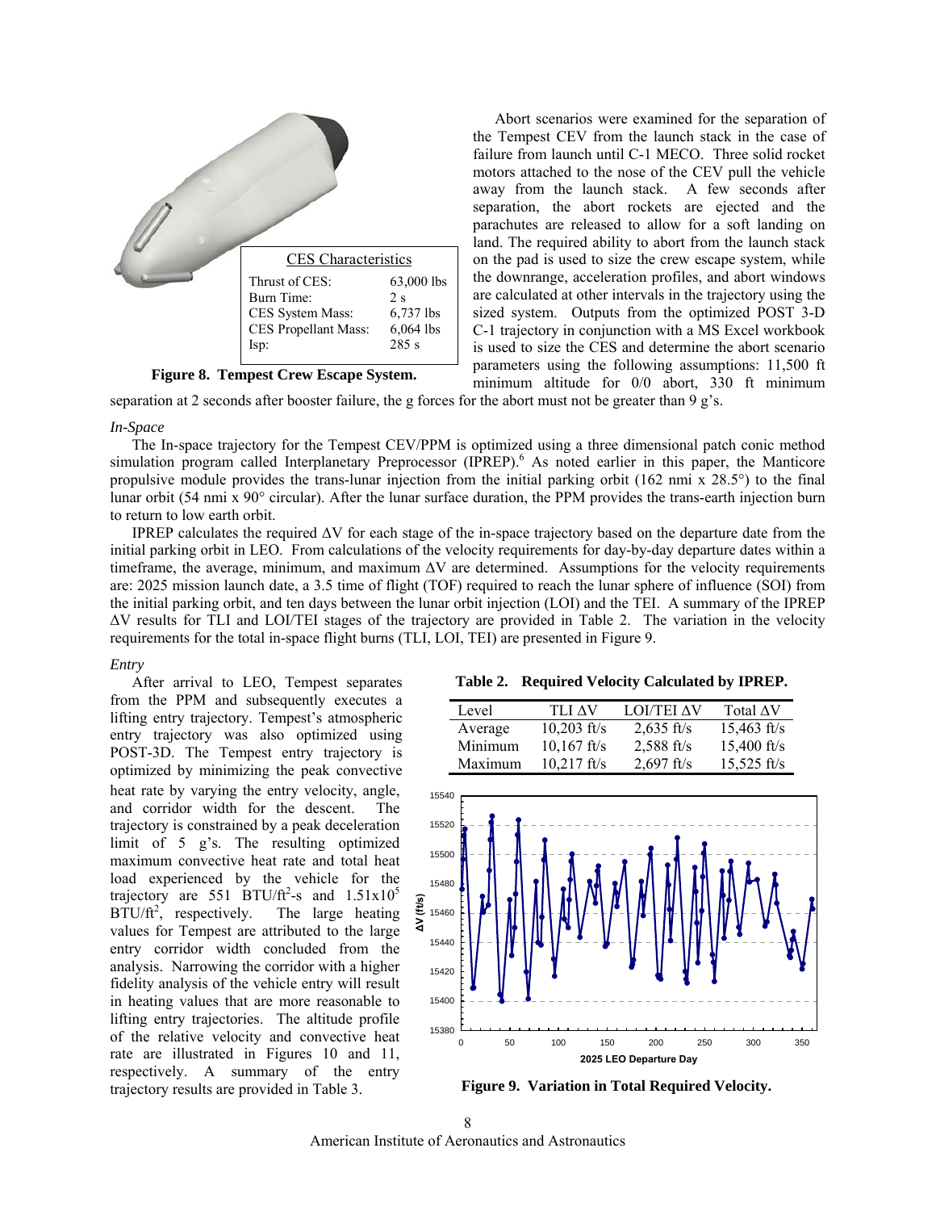| CES Characteristics | |
|---|---|
| Thrust of CES: | 63,000 lbs |
| Burn Time: | 2 s |
| CES System Mass: | 6,737 lbs |
| CES Propellant Mass: | 6,064 lbs |
| Isp: | 285 s |

**Figure 8. Tempest Crew Escape System.**

Abort scenarios were examined for the separation of the Tempest CEV from the launch stack in the case of failure from launch until C-1 MECO. Three solid rocket motors attached to the nose of the CEV pull the vehicle away from the launch stack. A few seconds after separation, the abort rockets are ejected and the parachutes are released to allow for a soft landing on land. The required ability to abort from the launch stack on the pad is used to size the crew escape system, while the downrange, acceleration profiles, and abort windows are calculated at other intervals in the trajectory using the sized system. Outputs from the optimized POST 3-D C-1 trajectory in conjunction with a MS Excel workbook is used to size the CES and determine the abort scenario parameters using the following assumptions: 11,500 ft minimum altitude for 0/0 abort, 330 ft minimum separation at 2 seconds after booster failure, the g forces for the abort must not be greater than 9 g's.

*In-Space*

The In-space trajectory for the Tempest CEV/PPM is optimized using a three dimensional patch conic method simulation program called Interplanetary Preprocessor (IPREP).[6] As noted earlier in this paper, the Manticore propulsive module provides the trans-lunar injection from the initial parking orbit (162 nmi x 28.5°) to the final lunar orbit (54 nmi x 90° circular). After the lunar surface duration, the PPM provides the trans-earth injection burn to return to low earth orbit.

IPREP calculates the required ΔV for each stage of the in-space trajectory based on the departure date from the initial parking orbit in LEO. From calculations of the velocity requirements for day-by-day departure dates within a timeframe, the average, minimum, and maximum ΔV are determined. Assumptions for the velocity requirements are: 2025 mission launch date, a 3.5 time of flight (TOF) required to reach the lunar sphere of influence (SOI) from the initial parking orbit, and ten days between the lunar orbit injection (LOI) and the TEI. A summary of the IPREP ΔV results for TLI and LOI/TEI stages of the trajectory are provided in Table 2. The variation in the velocity requirements for the total in-space flight burns (TLI, LOI, TEI) are presented in Figure 9.

*Entry*

After arrival to LEO, Tempest separates from the PPM and subsequently executes a lifting entry trajectory. Tempest's atmospheric entry trajectory was also optimized using POST-3D. The Tempest entry trajectory is optimized by minimizing the peak convective heat rate by varying the entry velocity, angle, and corridor width for the descent. The trajectory is constrained by a peak deceleration limit of 5 g's. The resulting optimized maximum convective heat rate and total heat load experienced by the vehicle for the trajectory are 551 BTU/ft$^2$-s and $1.51 \times 10^5$ BTU/ft$^2$, respectively. The large heating values for Tempest are attributed to the large entry corridor width concluded from the analysis. Narrowing the corridor with a higher fidelity analysis of the vehicle entry will result in heating values that are more reasonable to lifting entry trajectories. The altitude profile of the relative velocity and convective heat rate are illustrated in Figures 10 and 11, respectively. A summary of the entry trajectory results are provided in Table 3.

**Table 2. Required Velocity Calculated by IPREP.**

| Level | TLI ΔV | LOI/TEI ΔV | Total ΔV |
|---|---|---|---|
| Average | 10,203 ft/s | 2,635 ft/s | 15,463 ft/s |
| Minimum | 10,167 ft/s | 2,588 ft/s | 15,400 ft/s |
| Maximum | 10,217 ft/s | 2,697 ft/s | 15,525 ft/s |

**Figure 9. Variation in Total Required Velocity.**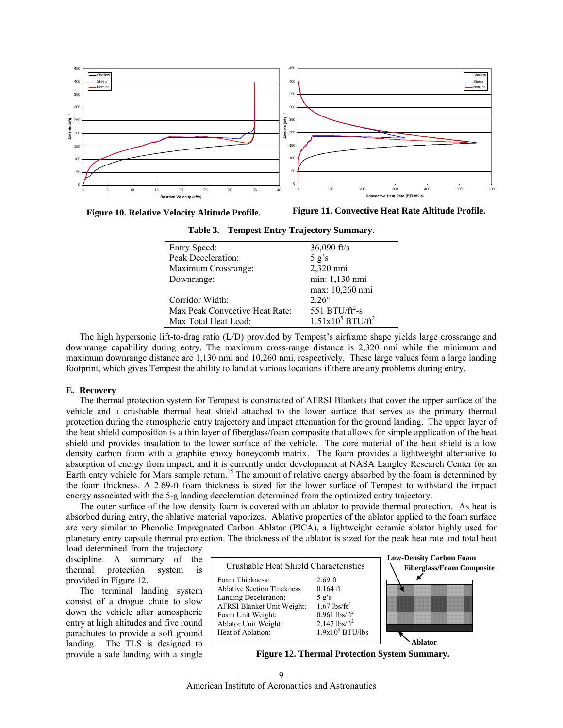Figure 10. Relative Velocity Altitude Profile.

Figure 11. Convective Heat Rate Altitude Profile.

**Table 3. Tempest Entry Trajectory Summary.**

| | |
|---|---|
| Entry Speed: | 36,090 ft/s |
| Peak Deceleration: | 5 g's |
| Maximum Crossrange: | 2,320 nmi |
| Downrange: | min: 1,130 nmi |
| | max: 10,260 nmi |
| Corridor Width: | 2.26° |
| Max Peak Convective Heat Rate: | 551 BTU/ft$^2$-s |
| Max Total Heat Load: | $1.51\times10^5$ BTU/ft$^2$ |

The high hypersonic lift-to-drag ratio (L/D) provided by Tempest's airframe shape yields large crossrange and downrange capability during entry. The maximum cross-range distance is 2,320 nmi while the minimum and maximum downrange distance are 1,130 nmi and 10,260 nmi, respectively. These large values form a large landing footprint, which gives Tempest the ability to land at various locations if there are any problems during entry.

### E. Recovery

The thermal protection system for Tempest is constructed of AFRSI Blankets that cover the upper surface of the vehicle and a crushable thermal heat shield attached to the lower surface that serves as the primary thermal protection during the atmospheric entry trajectory and impact attenuation for the ground landing. The upper layer of the heat shield composition is a thin layer of fiberglass/foam composite that allows for simple application of the heat shield and provides insulation to the lower surface of the vehicle. The core material of the heat shield is a low density carbon foam with a graphite epoxy honeycomb matrix. The foam provides a lightweight alternative to absorption of energy from impact, and it is currently under development at NASA Langley Research Center for an Earth entry vehicle for Mars sample return.[15] The amount of relative energy absorbed by the foam is determined by the foam thickness. A 2.69-ft foam thickness is sized for the lower surface of Tempest to withstand the impact energy associated with the 5-g landing deceleration determined from the optimized entry trajectory.

The outer surface of the low density foam is covered with an ablator to provide thermal protection. As heat is absorbed during entry, the ablative material vaporizes. Ablative properties of the ablator applied to the foam surface are very similar to Phenolic Impregnated Carbon Ablator (PICA), a lightweight ceramic ablator highly used for planetary entry capsule thermal protection. The thickness of the ablator is sized for the peak heat rate and total heat load determined from the trajectory discipline. A summary of the thermal protection system is provided in Figure 12.

The terminal landing system consist of a drogue chute to slow down the vehicle after atmospheric entry at high altitudes and five round parachutes to provide a soft ground landing. The TLS is designed to provide a safe landing with a single

| Crushable Heat Shield Characteristics | |
|---|---|
| Foam Thickness: | 2.69 ft |
| Ablative Section Thickness: | 0.164 ft |
| Landing Deceleration: | 5 g's |
| AFRSI Blanket Unit Weight: | 1.67 lbs/ft$^2$ |
| Foam Unit Weight: | 0.961 lbs/ft$^2$ |
| Ablator Unit Weight: | 2.147 lbs/ft$^2$ |
| Heat of Ablation: | $1.9\times10^8$ BTU/lbs |

Low-Density Carbon Foam

Fiberglass/Foam Composite

Ablator

Figure 12. Thermal Protection System Summary.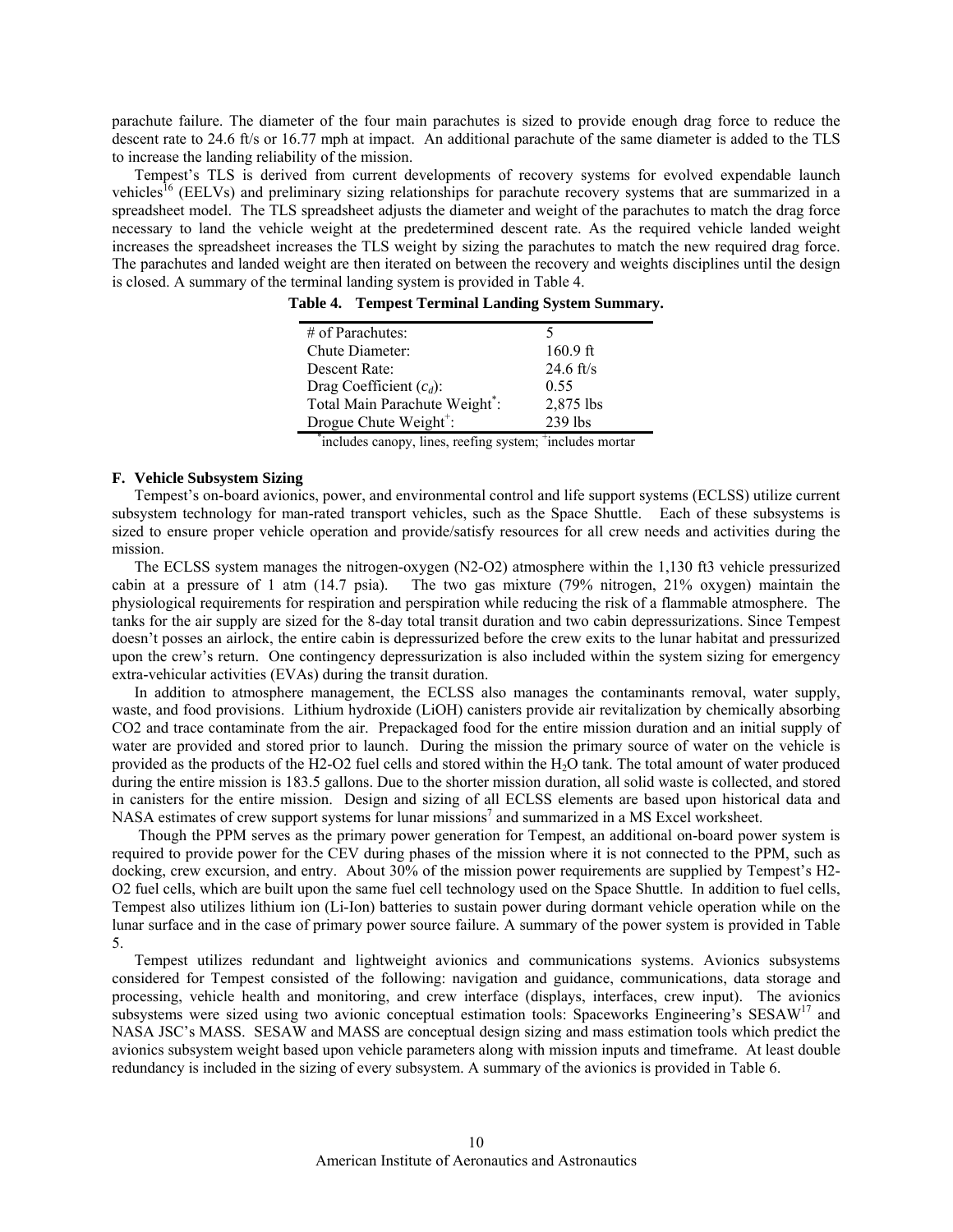parachute failure. The diameter of the four main parachutes is sized to provide enough drag force to reduce the descent rate to 24.6 ft/s or 16.77 mph at impact. An additional parachute of the same diameter is added to the TLS to increase the landing reliability of the mission.

Tempest's TLS is derived from current developments of recovery systems for evolved expendable launch vehicles[16] (EELVs) and preliminary sizing relationships for parachute recovery systems that are summarized in a spreadsheet model. The TLS spreadsheet adjusts the diameter and weight of the parachutes to match the drag force necessary to land the vehicle weight at the predetermined descent rate. As the required vehicle landed weight increases the spreadsheet increases the TLS weight by sizing the parachutes to match the new required drag force. The parachutes and landed weight are then iterated on between the recovery and weights disciplines until the design is closed. A summary of the terminal landing system is provided in Table 4.

**Table 4. Tempest Terminal Landing System Summary.**

| | |
|---|---|
| # of Parachutes: | 5 |
| Chute Diameter: | 160.9 ft |
| Descent Rate: | 24.6 ft/s |
| Drag Coefficient ($c_d$): | 0.55 |
| Total Main Parachute Weight*: | 2,875 lbs |
| Drogue Chute Weight+: | 239 lbs |

*includes canopy, lines, reefing system; +includes mortar

### F. Vehicle Subsystem Sizing

Tempest's on-board avionics, power, and environmental control and life support systems (ECLSS) utilize current subsystem technology for man-rated transport vehicles, such as the Space Shuttle. Each of these subsystems is sized to ensure proper vehicle operation and provide/satisfy resources for all crew needs and activities during the mission.

The ECLSS system manages the nitrogen-oxygen (N2-O2) atmosphere within the 1,130 ft3 vehicle pressurized cabin at a pressure of 1 atm (14.7 psia). The two gas mixture (79% nitrogen, 21% oxygen) maintain the physiological requirements for respiration and perspiration while reducing the risk of a flammable atmosphere. The tanks for the air supply are sized for the 8-day total transit duration and two cabin depressurizations. Since Tempest doesn't posses an airlock, the entire cabin is depressurized before the crew exits to the lunar habitat and pressurized upon the crew's return. One contingency depressurization is also included within the system sizing for emergency extra-vehicular activities (EVAs) during the transit duration.

In addition to atmosphere management, the ECLSS also manages the contaminants removal, water supply, waste, and food provisions. Lithium hydroxide (LiOH) canisters provide air revitalization by chemically absorbing CO2 and trace contaminate from the air. Prepackaged food for the entire mission duration and an initial supply of water are provided and stored prior to launch. During the mission the primary source of water on the vehicle is provided as the products of the H2-O2 fuel cells and stored within the $H_2O$ tank. The total amount of water produced during the entire mission is 183.5 gallons. Due to the shorter mission duration, all solid waste is collected, and stored in canisters for the entire mission. Design and sizing of all ECLSS elements are based upon historical data and NASA estimates of crew support systems for lunar missions[7] and summarized in a MS Excel worksheet.

Though the PPM serves as the primary power generation for Tempest, an additional on-board power system is required to provide power for the CEV during phases of the mission where it is not connected to the PPM, such as docking, crew excursion, and entry. About 30% of the mission power requirements are supplied by Tempest's H2-O2 fuel cells, which are built upon the same fuel cell technology used on the Space Shuttle. In addition to fuel cells, Tempest also utilizes lithium ion (Li-Ion) batteries to sustain power during dormant vehicle operation while on the lunar surface and in the case of primary power source failure. A summary of the power system is provided in Table 5.

Tempest utilizes redundant and lightweight avionics and communications systems. Avionics subsystems considered for Tempest consisted of the following: navigation and guidance, communications, data storage and processing, vehicle health and monitoring, and crew interface (displays, interfaces, crew input). The avionics subsystems were sized using two avionic conceptual estimation tools: Spaceworks Engineering's SESAW[17] and NASA JSC's MASS. SESAW and MASS are conceptual design sizing and mass estimation tools which predict the avionics subsystem weight based upon vehicle parameters along with mission inputs and timeframe. At least double redundancy is included in the sizing of every subsystem. A summary of the avionics is provided in Table 6.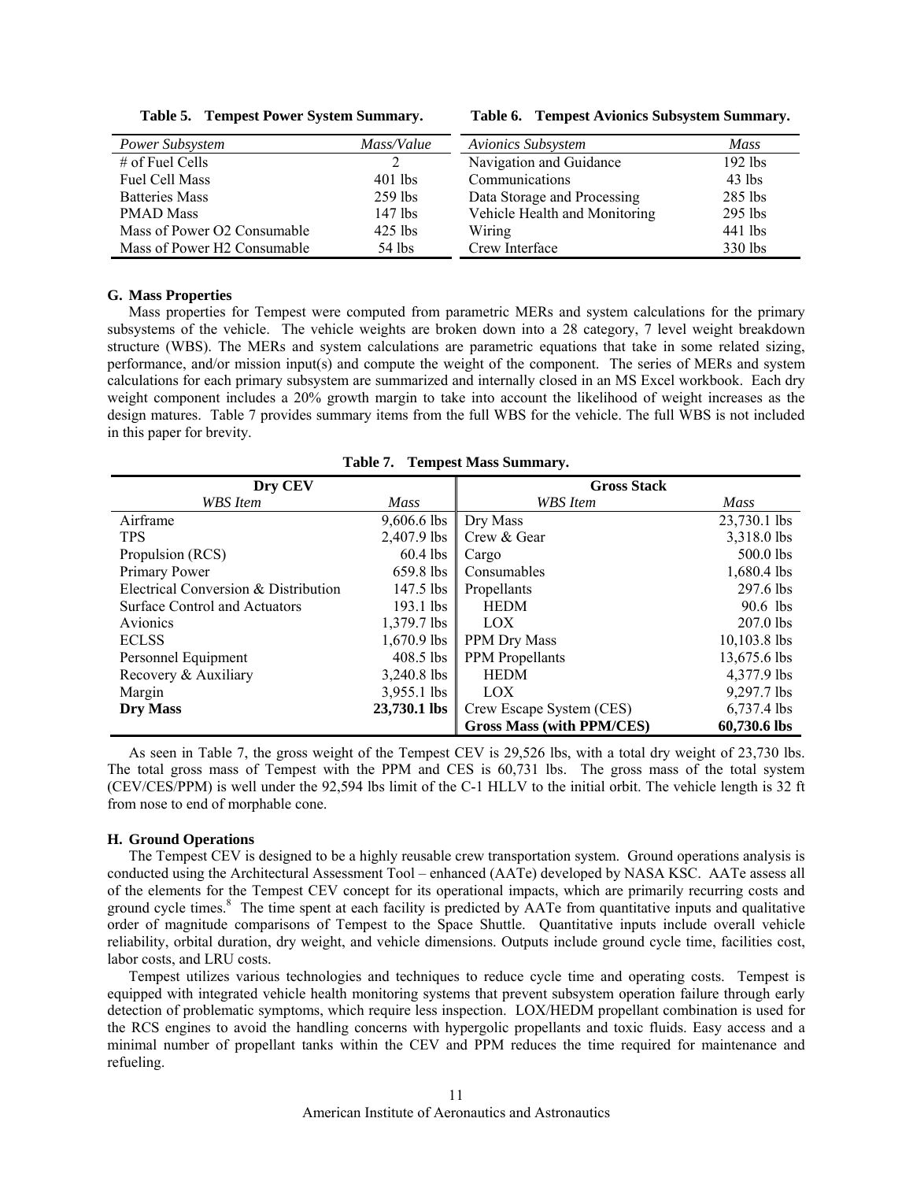**Table 5. Tempest Power System Summary.**

| *Power Subsystem* | *Mass/Value* |
|---|---|
| # of Fuel Cells | 2 |
| Fuel Cell Mass | 401 lbs |
| Batteries Mass | 259 lbs |
| PMAD Mass | 147 lbs |
| Mass of Power O2 Consumable | 425 lbs |
| Mass of Power H2 Consumable | 54 lbs |

**Table 6. Tempest Avionics Subsystem Summary.**

| *Avionics Subsystem* | *Mass* |
|---|---|
| Navigation and Guidance | 192 lbs |
| Communications | 43 lbs |
| Data Storage and Processing | 285 lbs |
| Vehicle Health and Monitoring | 295 lbs |
| Wiring | 441 lbs |
| Crew Interface | 330 lbs |

### G. Mass Properties

Mass properties for Tempest were computed from parametric MERs and system calculations for the primary subsystems of the vehicle. The vehicle weights are broken down into a 28 category, 7 level weight breakdown structure (WBS). The MERs and system calculations are parametric equations that take in some related sizing, performance, and/or mission input(s) and compute the weight of the component. The series of MERs and system calculations for each primary subsystem are summarized and internally closed in an MS Excel workbook. Each dry weight component includes a 20% growth margin to take into account the likelihood of weight increases as the design matures. Table 7 provides summary items from the full WBS for the vehicle. The full WBS is not included in this paper for brevity.

**Table 7. Tempest Mass Summary.**

| **Dry CEV** | | **Gross Stack** | |
|---|---|---|---|
| *WBS Item* | *Mass* | *WBS Item* | *Mass* |
| Airframe | 9,606.6 lbs | Dry Mass | 23,730.1 lbs |
| TPS | 2,407.9 lbs | Crew & Gear | 3,318.0 lbs |
| Propulsion (RCS) | 60.4 lbs | Cargo | 500.0 lbs |
| Primary Power | 659.8 lbs | Consumables | 1,680.4 lbs |
| Electrical Conversion & Distribution | 147.5 lbs | Propellants | 297.6 lbs |
| Surface Control and Actuators | 193.1 lbs | HEDM | 90.6 lbs |
| Avionics | 1,379.7 lbs | LOX | 207.0 lbs |
| ECLSS | 1,670.9 lbs | PPM Dry Mass | 10,103.8 lbs |
| Personnel Equipment | 408.5 lbs | PPM Propellants | 13,675.6 lbs |
| Recovery & Auxiliary | 3,240.8 lbs | HEDM | 4,377.9 lbs |
| Margin | 3,955.1 lbs | LOX | 9,297.7 lbs |
| **Dry Mass** | **23,730.1 lbs** | Crew Escape System (CES) | 6,737.4 lbs |
| | | **Gross Mass (with PPM/CES)** | **60,730.6 lbs** |

As seen in Table 7, the gross weight of the Tempest CEV is 29,526 lbs, with a total dry weight of 23,730 lbs. The total gross mass of Tempest with the PPM and CES is 60,731 lbs. The gross mass of the total system (CEV/CES/PPM) is well under the 92,594 lbs limit of the C-1 HLLV to the initial orbit. The vehicle length is 32 ft from nose to end of morphable cone.

### H. Ground Operations

The Tempest CEV is designed to be a highly reusable crew transportation system. Ground operations analysis is conducted using the Architectural Assessment Tool – enhanced (AATe) developed by NASA KSC. AATe assess all of the elements for the Tempest CEV concept for its operational impacts, which are primarily recurring costs and ground cycle times.[8] The time spent at each facility is predicted by AATe from quantitative inputs and qualitative order of magnitude comparisons of Tempest to the Space Shuttle. Quantitative inputs include overall vehicle reliability, orbital duration, dry weight, and vehicle dimensions. Outputs include ground cycle time, facilities cost, labor costs, and LRU costs.

Tempest utilizes various technologies and techniques to reduce cycle time and operating costs. Tempest is equipped with integrated vehicle health monitoring systems that prevent subsystem operation failure through early detection of problematic symptoms, which require less inspection. LOX/HEDM propellant combination is used for the RCS engines to avoid the handling concerns with hypergolic propellants and toxic fluids. Easy access and a minimal number of propellant tanks within the CEV and PPM reduces the time required for maintenance and refueling.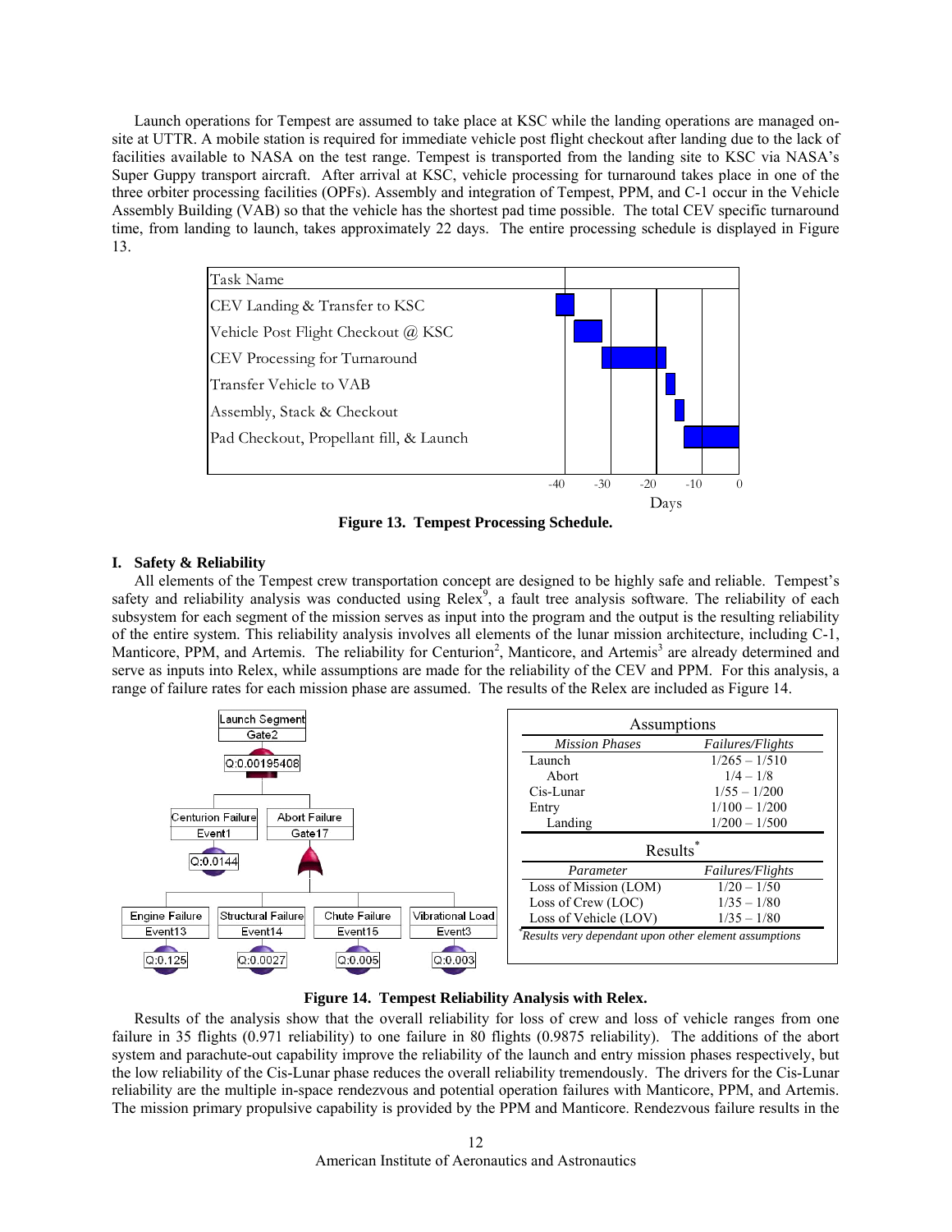Launch operations for Tempest are assumed to take place at KSC while the landing operations are managed on-site at UTTR. A mobile station is required for immediate vehicle post flight checkout after landing due to the lack of facilities available to NASA on the test range. Tempest is transported from the landing site to KSC via NASA's Super Guppy transport aircraft. After arrival at KSC, vehicle processing for turnaround takes place in one of the three orbiter processing facilities (OPFs). Assembly and integration of Tempest, PPM, and C-1 occur in the Vehicle Assembly Building (VAB) so that the vehicle has the shortest pad time possible. The total CEV specific turnaround time, from landing to launch, takes approximately 22 days. The entire processing schedule is displayed in Figure 13.

**Figure 13. Tempest Processing Schedule.**

## I. Safety & Reliability

All elements of the Tempest crew transportation concept are designed to be highly safe and reliable. Tempest's safety and reliability analysis was conducted using Relex[9], a fault tree analysis software. The reliability of each subsystem for each segment of the mission serves as input into the program and the output is the resulting reliability of the entire system. This reliability analysis involves all elements of the lunar mission architecture, including C-1, Manticore, PPM, and Artemis. The reliability for Centurion[2], Manticore, and Artemis[3] are already determined and serve as inputs into Relex, while assumptions are made for the reliability of the CEV and PPM. For this analysis, a range of failure rates for each mission phase are assumed. The results of the Relex are included as Figure 14.

| Assumptions | |
|---|---|
| *Mission Phases* | *Failures/Flights* |
| Launch | 1/265 – 1/510 |
| Abort | 1/4 – 1/8 |
| Cis-Lunar | 1/55 – 1/200 |
| Entry | 1/100 – 1/200 |
| Landing | 1/200 – 1/500 |

| Results* | |
|---|---|
| *Parameter* | *Failures/Flights* |
| Loss of Mission (LOM) | 1/20 – 1/50 |
| Loss of Crew (LOC) | 1/35 – 1/80 |
| Loss of Vehicle (LOV) | 1/35 – 1/80 |

*Results very dependant upon other element assumptions

**Figure 14. Tempest Reliability Analysis with Relex.**

Results of the analysis show that the overall reliability for loss of crew and loss of vehicle ranges from one failure in 35 flights (0.971 reliability) to one failure in 80 flights (0.9875 reliability). The additions of the abort system and parachute-out capability improve the reliability of the launch and entry mission phases respectively, but the low reliability of the Cis-Lunar phase reduces the overall reliability tremendously. The drivers for the Cis-Lunar reliability are the multiple in-space rendezvous and potential operation failures with Manticore, PPM, and Artemis. The mission primary propulsive capability is provided by the PPM and Manticore. Rendezvous failure results in the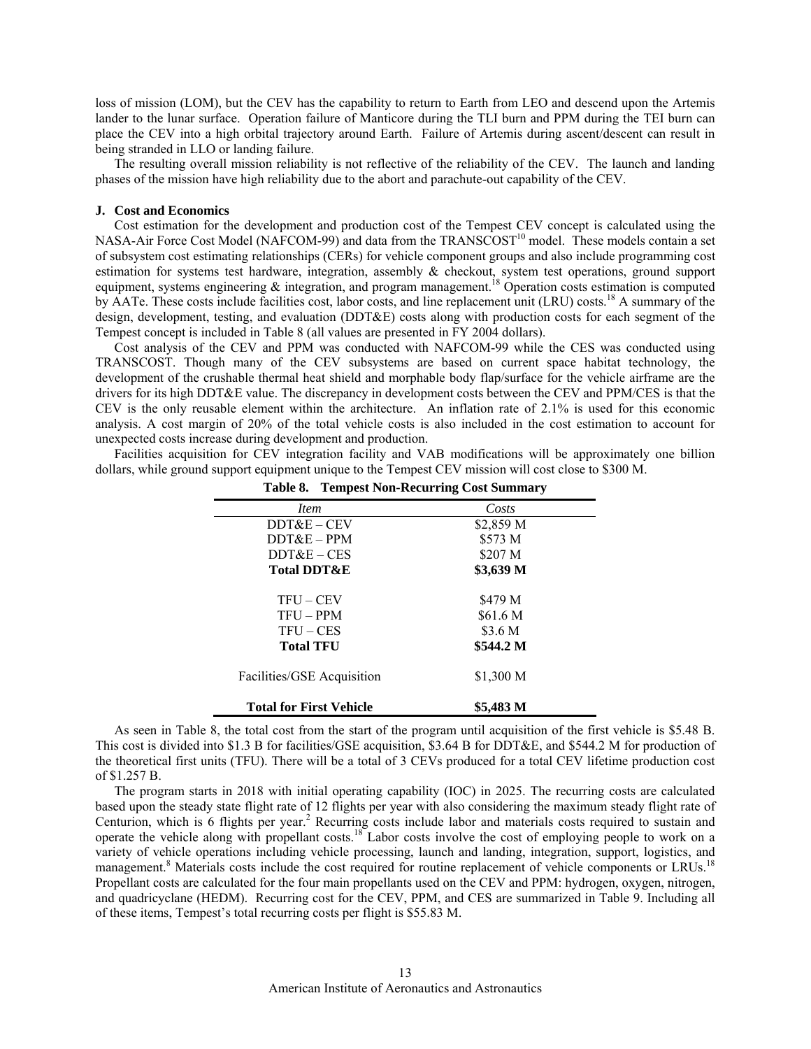loss of mission (LOM), but the CEV has the capability to return to Earth from LEO and descend upon the Artemis lander to the lunar surface. Operation failure of Manticore during the TLI burn and PPM during the TEI burn can place the CEV into a high orbital trajectory around Earth. Failure of Artemis during ascent/descent can result in being stranded in LLO or landing failure.

The resulting overall mission reliability is not reflective of the reliability of the CEV. The launch and landing phases of the mission have high reliability due to the abort and parachute-out capability of the CEV.

### J. Cost and Economics

Cost estimation for the development and production cost of the Tempest CEV concept is calculated using the NASA-Air Force Cost Model (NAFCOM-99) and data from the TRANSCOST[10] model. These models contain a set of subsystem cost estimating relationships (CERs) for vehicle component groups and also include programming cost estimation for systems test hardware, integration, assembly & checkout, system test operations, ground support equipment, systems engineering & integration, and program management.[18] Operation costs estimation is computed by AATe. These costs include facilities cost, labor costs, and line replacement unit (LRU) costs.[18] A summary of the design, development, testing, and evaluation (DDT&E) costs along with production costs for each segment of the Tempest concept is included in Table 8 (all values are presented in FY 2004 dollars).

Cost analysis of the CEV and PPM was conducted with NAFCOM-99 while the CES was conducted using TRANSCOST. Though many of the CEV subsystems are based on current space habitat technology, the development of the crushable thermal heat shield and morphable body flap/surface for the vehicle airframe are the drivers for its high DDT&E value. The discrepancy in development costs between the CEV and PPM/CES is that the CEV is the only reusable element within the architecture. An inflation rate of 2.1% is used for this economic analysis. A cost margin of 20% of the total vehicle costs is also included in the cost estimation to account for unexpected costs increase during development and production.

Facilities acquisition for CEV integration facility and VAB modifications will be approximately one billion dollars, while ground support equipment unique to the Tempest CEV mission will cost close to $300 M.

**Table 8. Tempest Non-Recurring Cost Summary**

| *Item* | *Costs* |
|---|---|
| DDT&E – CEV | $2,859 M |
| DDT&E – PPM | $573 M |
| DDT&E – CES | $207 M |
| **Total DDT&E** | **$3,639 M** |
| TFU – CEV | $479 M |
| TFU – PPM | $61.6 M |
| TFU – CES | $3.6 M |
| **Total TFU** | **$544.2 M** |
| Facilities/GSE Acquisition | $1,300 M |
| **Total for First Vehicle** | **$5,483 M** |

As seen in Table 8, the total cost from the start of the program until acquisition of the first vehicle is $5.48 B. This cost is divided into $1.3 B for facilities/GSE acquisition, $3.64 B for DDT&E, and $544.2 M for production of the theoretical first units (TFU). There will be a total of 3 CEVs produced for a total CEV lifetime production cost of $1.257 B.

The program starts in 2018 with initial operating capability (IOC) in 2025. The recurring costs are calculated based upon the steady state flight rate of 12 flights per year with also considering the maximum steady flight rate of Centurion, which is 6 flights per year.[2] Recurring costs include labor and materials costs required to sustain and operate the vehicle along with propellant costs.[18] Labor costs involve the cost of employing people to work on a variety of vehicle operations including vehicle processing, launch and landing, integration, support, logistics, and management.[8] Materials costs include the cost required for routine replacement of vehicle components or LRUs.[18] Propellant costs are calculated for the four main propellants used on the CEV and PPM: hydrogen, oxygen, nitrogen, and quadricyclane (HEDM). Recurring cost for the CEV, PPM, and CES are summarized in Table 9. Including all of these items, Tempest's total recurring costs per flight is $55.83 M.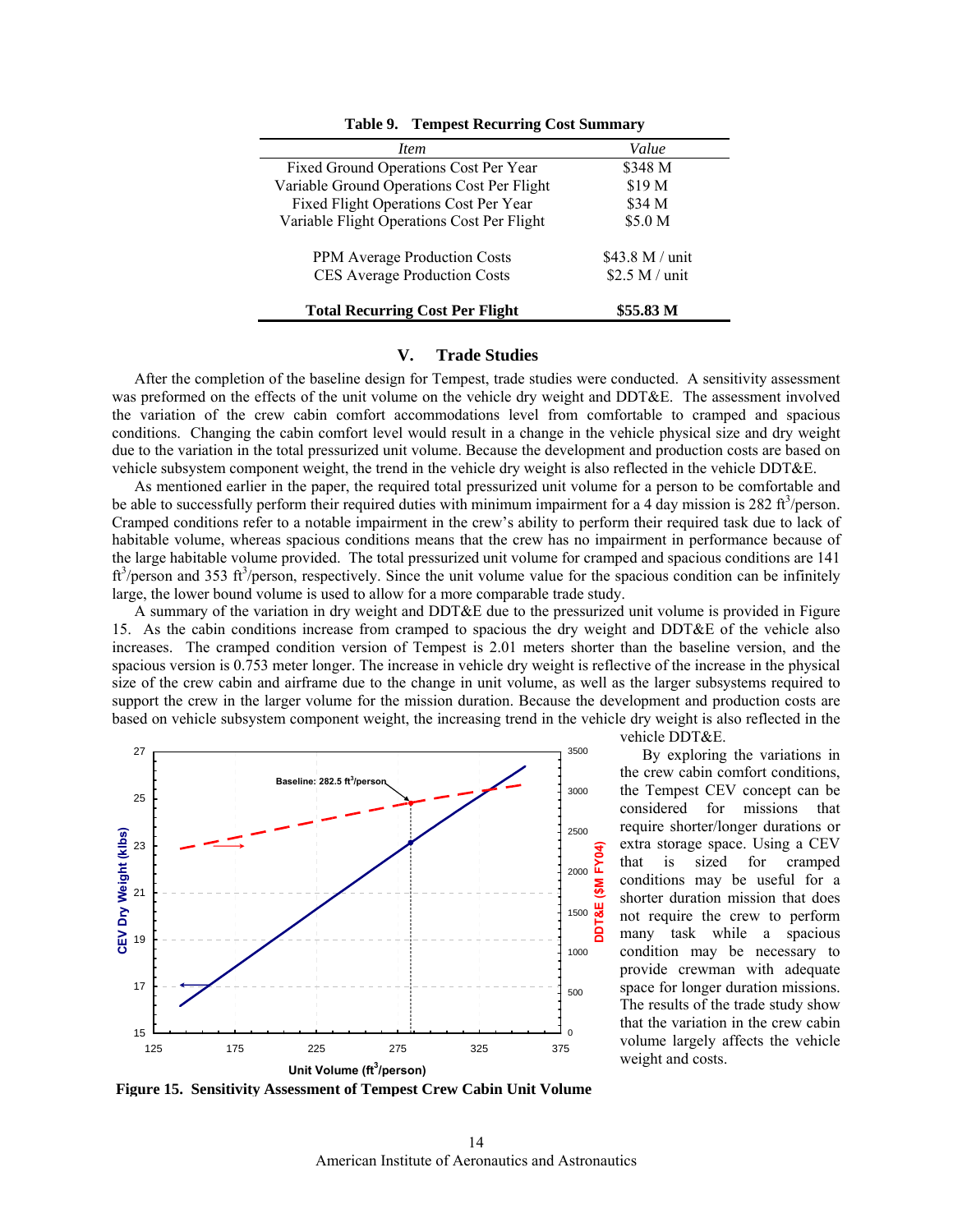**Table 9. Tempest Recurring Cost Summary**

| *Item* | *Value* |
|---|---|
| Fixed Ground Operations Cost Per Year | \$348 M |
| Variable Ground Operations Cost Per Flight | \$19 M |
| Fixed Flight Operations Cost Per Year | \$34 M |
| Variable Flight Operations Cost Per Flight | \$5.0 M |
| | |
| PPM Average Production Costs | \$43.8 M / unit |
| CES Average Production Costs | \$2.5 M / unit |
| | |
| **Total Recurring Cost Per Flight** | **\$55.83 M** |

## V. Trade Studies

After the completion of the baseline design for Tempest, trade studies were conducted. A sensitivity assessment was preformed on the effects of the unit volume on the vehicle dry weight and DDT&E. The assessment involved the variation of the crew cabin comfort accommodations level from comfortable to cramped and spacious conditions. Changing the cabin comfort level would result in a change in the vehicle physical size and dry weight due to the variation in the total pressurized unit volume. Because the development and production costs are based on vehicle subsystem component weight, the trend in the vehicle dry weight is also reflected in the vehicle DDT&E.

As mentioned earlier in the paper, the required total pressurized unit volume for a person to be comfortable and be able to successfully perform their required duties with minimum impairment for a 4 day mission is 282 $ft^3$/person. Cramped conditions refer to a notable impairment in the crew's ability to perform their required task due to lack of habitable volume, whereas spacious conditions means that the crew has no impairment in performance because of the large habitable volume provided. The total pressurized unit volume for cramped and spacious conditions are 141 $ft^3$/person and 353 $ft^3$/person, respectively. Since the unit volume value for the spacious condition can be infinitely large, the lower bound volume is used to allow for a more comparable trade study.

A summary of the variation in dry weight and DDT&E due to the pressurized unit volume is provided in Figure 15. As the cabin conditions increase from cramped to spacious the dry weight and DDT&E of the vehicle also increases. The cramped condition version of Tempest is 2.01 meters shorter than the baseline version, and the spacious version is 0.753 meter longer. The increase in vehicle dry weight is reflective of the increase in the physical size of the crew cabin and airframe due to the change in unit volume, as well as the larger subsystems required to support the crew in the larger volume for the mission duration. Because the development and production costs are based on vehicle subsystem component weight, the increasing trend in the vehicle dry weight is also reflected in the vehicle DDT&E.

By exploring the variations in the crew cabin comfort conditions, the Tempest CEV concept can be considered for missions that require shorter/longer durations or extra storage space. Using a CEV that is sized for cramped conditions may be useful for a shorter duration mission that does not require the crew to perform many task while a spacious condition may be necessary to provide crewman with adequate space for longer duration missions. The results of the trade study show that the variation in the crew cabin volume largely affects the vehicle weight and costs.

**Figure 15. Sensitivity Assessment of Tempest Crew Cabin Unit Volume**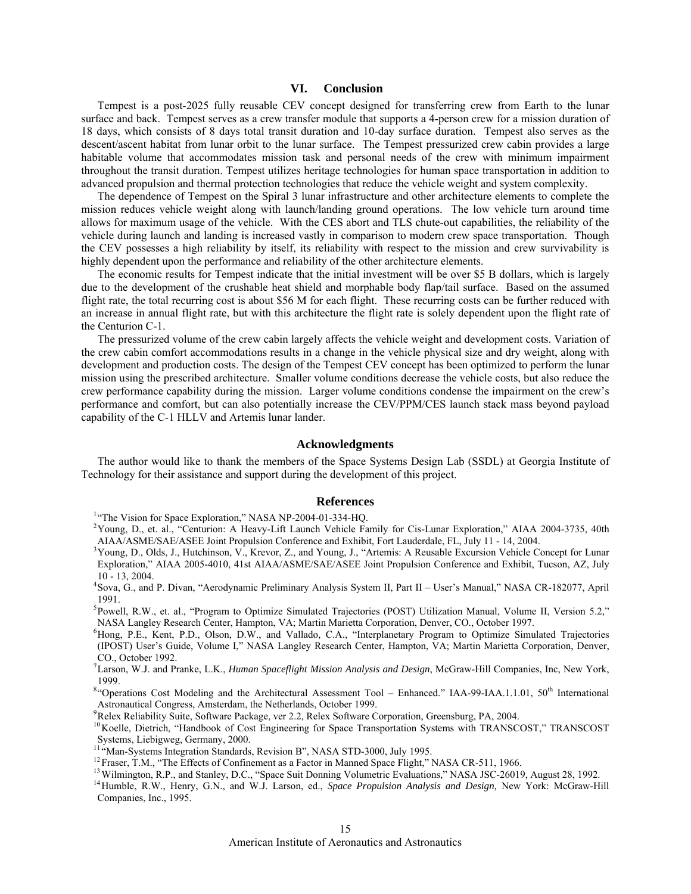## VI. Conclusion

Tempest is a post-2025 fully reusable CEV concept designed for transferring crew from Earth to the lunar surface and back. Tempest serves as a crew transfer module that supports a 4-person crew for a mission duration of 18 days, which consists of 8 days total transit duration and 10-day surface duration. Tempest also serves as the descent/ascent habitat from lunar orbit to the lunar surface. The Tempest pressurized crew cabin provides a large habitable volume that accommodates mission task and personal needs of the crew with minimum impairment throughout the transit duration. Tempest utilizes heritage technologies for human space transportation in addition to advanced propulsion and thermal protection technologies that reduce the vehicle weight and system complexity.

The dependence of Tempest on the Spiral 3 lunar infrastructure and other architecture elements to complete the mission reduces vehicle weight along with launch/landing ground operations. The low vehicle turn around time allows for maximum usage of the vehicle. With the CES abort and TLS chute-out capabilities, the reliability of the vehicle during launch and landing is increased vastly in comparison to modern crew space transportation. Though the CEV possesses a high reliability by itself, its reliability with respect to the mission and crew survivability is highly dependent upon the performance and reliability of the other architecture elements.

The economic results for Tempest indicate that the initial investment will be over \$5 B dollars, which is largely due to the development of the crushable heat shield and morphable body flap/tail surface. Based on the assumed flight rate, the total recurring cost is about \$56 M for each flight. These recurring costs can be further reduced with an increase in annual flight rate, but with this architecture the flight rate is solely dependent upon the flight rate of the Centurion C-1.

The pressurized volume of the crew cabin largely affects the vehicle weight and development costs. Variation of the crew cabin comfort accommodations results in a change in the vehicle physical size and dry weight, along with development and production costs. The design of the Tempest CEV concept has been optimized to perform the lunar mission using the prescribed architecture. Smaller volume conditions decrease the vehicle costs, but also reduce the crew performance capability during the mission. Larger volume conditions condense the impairment on the crew's performance and comfort, but can also potentially increase the CEV/PPM/CES launch stack mass beyond payload capability of the C-1 HLLV and Artemis lunar lander.

## Acknowledgments

The author would like to thank the members of the Space Systems Design Lab (SSDL) at Georgia Institute of Technology for their assistance and support during the development of this project.

## References

[1] "The Vision for Space Exploration," NASA NP-2004-01-334-HQ.

[2] Young, D., et. al., "Centurion: A Heavy-Lift Launch Vehicle Family for Cis-Lunar Exploration," AIAA 2004-3735, 40th AIAA/ASME/SAE/ASEE Joint Propulsion Conference and Exhibit, Fort Lauderdale, FL, July 11 - 14, 2004.

[3] Young, D., Olds, J., Hutchinson, V., Krevor, Z., and Young, J., "Artemis: A Reusable Excursion Vehicle Concept for Lunar Exploration," AIAA 2005-4010, 41st AIAA/ASME/SAE/ASEE Joint Propulsion Conference and Exhibit, Tucson, AZ, July 10 - 13, 2004.

[4] Sova, G., and P. Divan, "Aerodynamic Preliminary Analysis System II, Part II – User's Manual," NASA CR-182077, April 1991.

[5] Powell, R.W., et. al., "Program to Optimize Simulated Trajectories (POST) Utilization Manual, Volume II, Version 5.2," NASA Langley Research Center, Hampton, VA; Martin Marietta Corporation, Denver, CO., October 1997.

[6] Hong, P.E., Kent, P.D., Olson, D.W., and Vallado, C.A., "Interplanetary Program to Optimize Simulated Trajectories (IPOST) User's Guide, Volume I," NASA Langley Research Center, Hampton, VA; Martin Marietta Corporation, Denver, CO., October 1992.

[7] Larson, W.J. and Pranke, L.K., *Human Spaceflight Mission Analysis and Design*, McGraw-Hill Companies, Inc, New York, 1999.

[8] "Operations Cost Modeling and the Architectural Assessment Tool – Enhanced." IAA-99-IAA.1.1.01, 50th International Astronautical Congress, Amsterdam, the Netherlands, October 1999.

[9] Relex Reliability Suite, Software Package, ver 2.2, Relex Software Corporation, Greensburg, PA, 2004.

[10] Koelle, Dietrich, "Handbook of Cost Engineering for Space Transportation Systems with TRANSCOST," TRANSCOST Systems, Liebigweg, Germany, 2000.

[11] "Man-Systems Integration Standards, Revision B", NASA STD-3000, July 1995.

[12] Fraser, T.M., "The Effects of Confinement as a Factor in Manned Space Flight," NASA CR-511, 1966.

[13] Wilmington, R.P., and Stanley, D.C., "Space Suit Donning Volumetric Evaluations," NASA JSC-26019, August 28, 1992.

[14] Humble, R.W., Henry, G.N., and W.J. Larson, ed., *Space Propulsion Analysis and Design,* New York: McGraw-Hill Companies, Inc., 1995.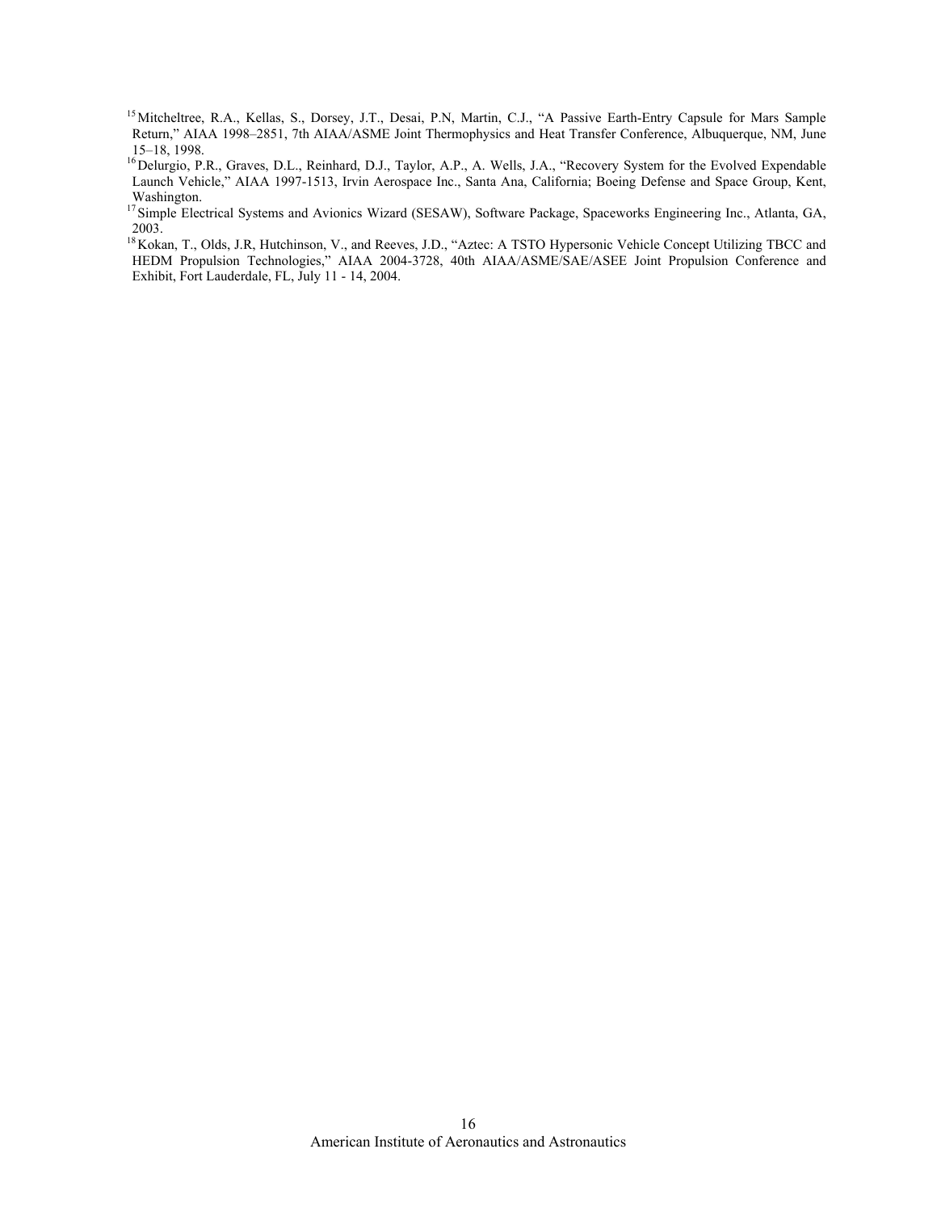[15] Mitcheltree, R.A., Kellas, S., Dorsey, J.T., Desai, P.N, Martin, C.J., "A Passive Earth-Entry Capsule for Mars Sample Return," AIAA 1998–2851, 7th AIAA/ASME Joint Thermophysics and Heat Transfer Conference, Albuquerque, NM, June 15–18, 1998.

[16] Delurgio, P.R., Graves, D.L., Reinhard, D.J., Taylor, A.P., A. Wells, J.A., "Recovery System for the Evolved Expendable Launch Vehicle," AIAA 1997-1513, Irvin Aerospace Inc., Santa Ana, California; Boeing Defense and Space Group, Kent, Washington.

[17] Simple Electrical Systems and Avionics Wizard (SESAW), Software Package, Spaceworks Engineering Inc., Atlanta, GA, 2003.

[18] Kokan, T., Olds, J.R, Hutchinson, V., and Reeves, J.D., "Aztec: A TSTO Hypersonic Vehicle Concept Utilizing TBCC and HEDM Propulsion Technologies," AIAA 2004-3728, 40th AIAA/ASME/SAE/ASEE Joint Propulsion Conference and Exhibit, Fort Lauderdale, FL, July 11 - 14, 2004.